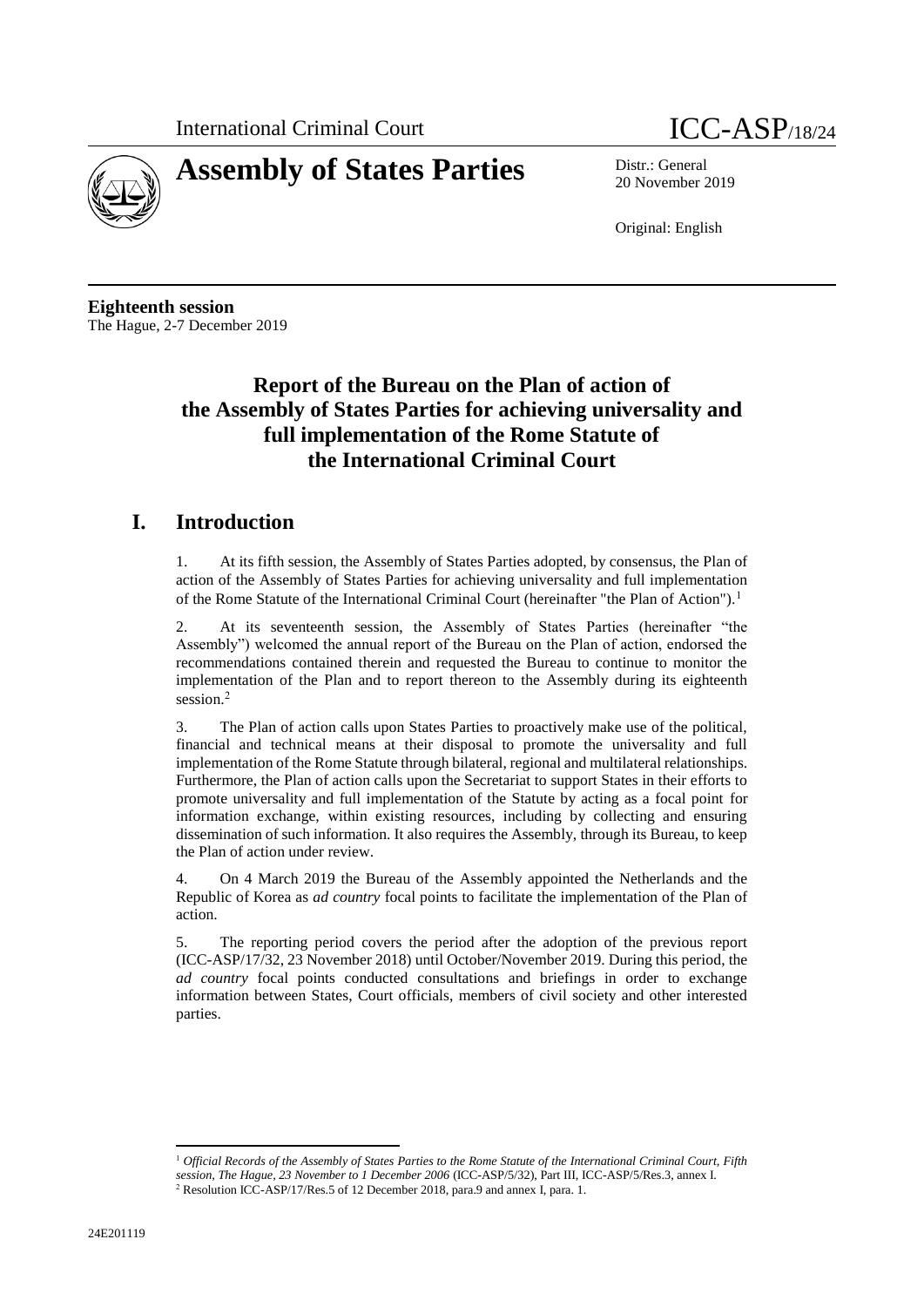International Criminal Court

ICC-ASP/18/24

# Assembly of States Parties

Distr.: General
20 November 2019

Original: English

**Eighteenth session**
The Hague, 2-7 December 2019

## Report of the Bureau on the Plan of action of the Assembly of States Parties for achieving universality and full implementation of the Rome Statute of the International Criminal Court

## I. Introduction

1. At its fifth session, the Assembly of States Parties adopted, by consensus, the Plan of action of the Assembly of States Parties for achieving universality and full implementation of the Rome Statute of the International Criminal Court (hereinafter "the Plan of Action").[1]

2. At its seventeenth session, the Assembly of States Parties (hereinafter "the Assembly") welcomed the annual report of the Bureau on the Plan of action, endorsed the recommendations contained therein and requested the Bureau to continue to monitor the implementation of the Plan and to report thereon to the Assembly during its eighteenth session.[2]

3. The Plan of action calls upon States Parties to proactively make use of the political, financial and technical means at their disposal to promote the universality and full implementation of the Rome Statute through bilateral, regional and multilateral relationships. Furthermore, the Plan of action calls upon the Secretariat to support States in their efforts to promote universality and full implementation of the Statute by acting as a focal point for information exchange, within existing resources, including by collecting and ensuring dissemination of such information. It also requires the Assembly, through its Bureau, to keep the Plan of action under review.

4. On 4 March 2019 the Bureau of the Assembly appointed the Netherlands and the Republic of Korea as *ad country* focal points to facilitate the implementation of the Plan of action.

5. The reporting period covers the period after the adoption of the previous report (ICC-ASP/17/32, 23 November 2018) until October/November 2019. During this period, the *ad country* focal points conducted consultations and briefings in order to exchange information between States, Court officials, members of civil society and other interested parties.

---

[1] *Official Records of the Assembly of States Parties to the Rome Statute of the International Criminal Court, Fifth session, The Hague, 23 November to 1 December 2006* (ICC-ASP/5/32), Part III, ICC-ASP/5/Res.3, annex I.

[2] Resolution ICC-ASP/17/Res.5 of 12 December 2018, para.9 and annex I, para. 1.

24E201119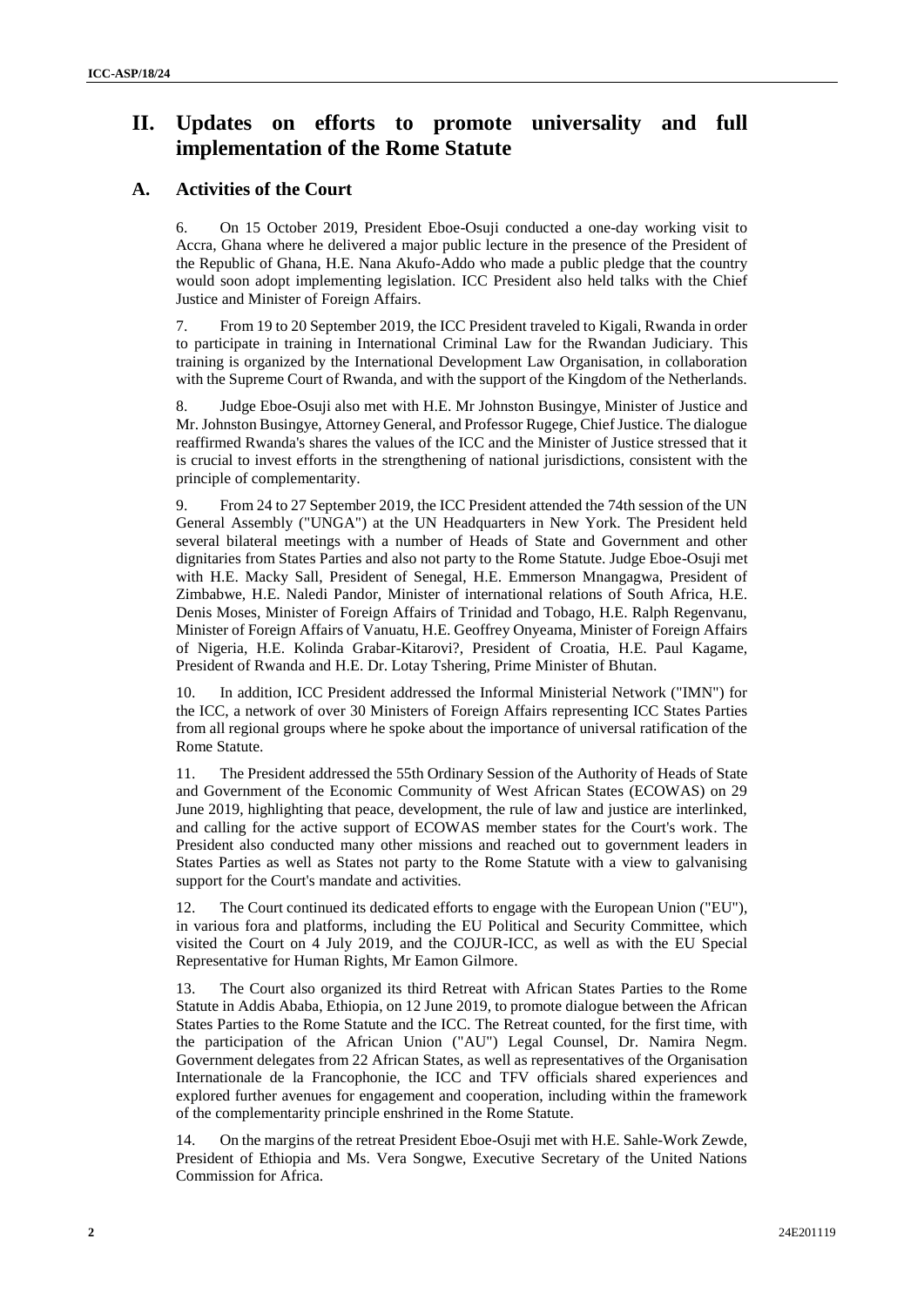# II. Updates on efforts to promote universality and full implementation of the Rome Statute

## A. Activities of the Court

6. On 15 October 2019, President Eboe-Osuji conducted a one-day working visit to Accra, Ghana where he delivered a major public lecture in the presence of the President of the Republic of Ghana, H.E. Nana Akufo-Addo who made a public pledge that the country would soon adopt implementing legislation. ICC President also held talks with the Chief Justice and Minister of Foreign Affairs.

7. From 19 to 20 September 2019, the ICC President traveled to Kigali, Rwanda in order to participate in training in International Criminal Law for the Rwandan Judiciary. This training is organized by the International Development Law Organisation, in collaboration with the Supreme Court of Rwanda, and with the support of the Kingdom of the Netherlands.

8. Judge Eboe-Osuji also met with H.E. Mr Johnston Busingye, Minister of Justice and Mr. Johnston Busingye, Attorney General, and Professor Rugege, Chief Justice. The dialogue reaffirmed Rwanda's shares the values of the ICC and the Minister of Justice stressed that it is crucial to invest efforts in the strengthening of national jurisdictions, consistent with the principle of complementarity.

9. From 24 to 27 September 2019, the ICC President attended the 74th session of the UN General Assembly ("UNGA") at the UN Headquarters in New York. The President held several bilateral meetings with a number of Heads of State and Government and other dignitaries from States Parties and also not party to the Rome Statute. Judge Eboe-Osuji met with H.E. Macky Sall, President of Senegal, H.E. Emmerson Mnangagwa, President of Zimbabwe, H.E. Naledi Pandor, Minister of international relations of South Africa, H.E. Denis Moses, Minister of Foreign Affairs of Trinidad and Tobago, H.E. Ralph Regenvanu, Minister of Foreign Affairs of Vanuatu, H.E. Geoffrey Onyeama, Minister of Foreign Affairs of Nigeria, H.E. Kolinda Grabar-Kitarovi?, President of Croatia, H.E. Paul Kagame, President of Rwanda and H.E. Dr. Lotay Tshering, Prime Minister of Bhutan.

10. In addition, ICC President addressed the Informal Ministerial Network ("IMN") for the ICC, a network of over 30 Ministers of Foreign Affairs representing ICC States Parties from all regional groups where he spoke about the importance of universal ratification of the Rome Statute.

11. The President addressed the 55th Ordinary Session of the Authority of Heads of State and Government of the Economic Community of West African States (ECOWAS) on 29 June 2019, highlighting that peace, development, the rule of law and justice are interlinked, and calling for the active support of ECOWAS member states for the Court's work. The President also conducted many other missions and reached out to government leaders in States Parties as well as States not party to the Rome Statute with a view to galvanising support for the Court's mandate and activities.

12. The Court continued its dedicated efforts to engage with the European Union ("EU"), in various fora and platforms, including the EU Political and Security Committee, which visited the Court on 4 July 2019, and the COJUR-ICC, as well as with the EU Special Representative for Human Rights, Mr Eamon Gilmore.

13. The Court also organized its third Retreat with African States Parties to the Rome Statute in Addis Ababa, Ethiopia, on 12 June 2019, to promote dialogue between the African States Parties to the Rome Statute and the ICC. The Retreat counted, for the first time, with the participation of the African Union ("AU") Legal Counsel, Dr. Namira Negm. Government delegates from 22 African States, as well as representatives of the Organisation Internationale de la Francophonie, the ICC and TFV officials shared experiences and explored further avenues for engagement and cooperation, including within the framework of the complementarity principle enshrined in the Rome Statute.

14. On the margins of the retreat President Eboe-Osuji met with H.E. Sahle-Work Zewde, President of Ethiopia and Ms. Vera Songwe, Executive Secretary of the United Nations Commission for Africa.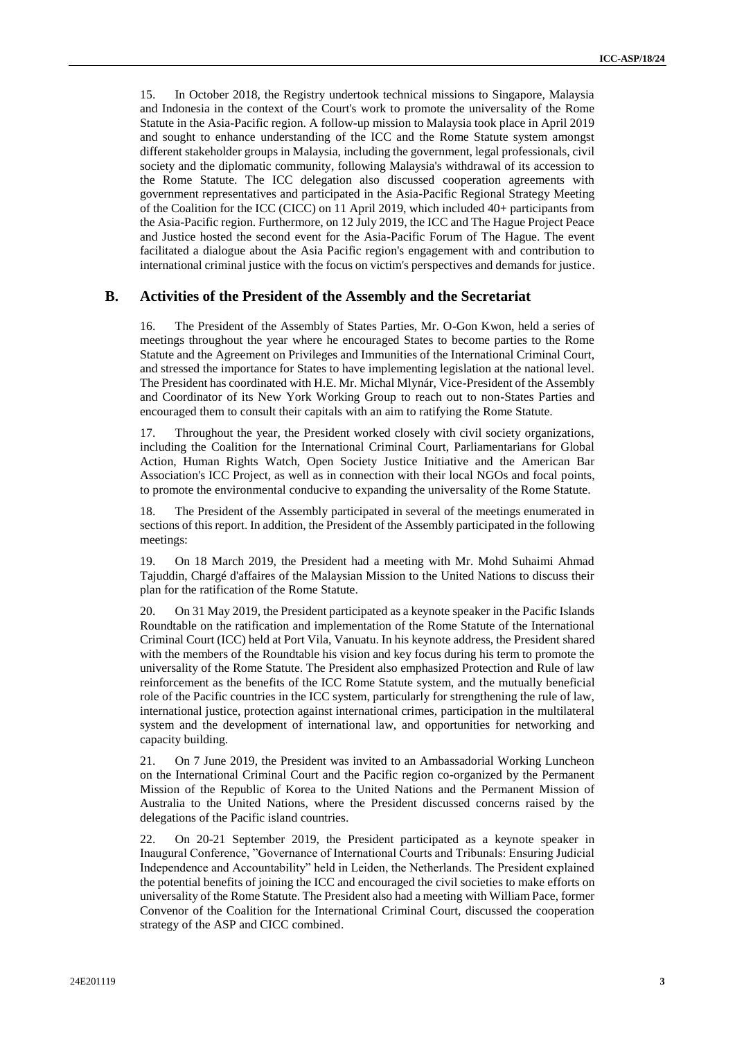15. In October 2018, the Registry undertook technical missions to Singapore, Malaysia and Indonesia in the context of the Court's work to promote the universality of the Rome Statute in the Asia-Pacific region. A follow-up mission to Malaysia took place in April 2019 and sought to enhance understanding of the ICC and the Rome Statute system amongst different stakeholder groups in Malaysia, including the government, legal professionals, civil society and the diplomatic community, following Malaysia's withdrawal of its accession to the Rome Statute. The ICC delegation also discussed cooperation agreements with government representatives and participated in the Asia-Pacific Regional Strategy Meeting of the Coalition for the ICC (CICC) on 11 April 2019, which included 40+ participants from the Asia-Pacific region. Furthermore, on 12 July 2019, the ICC and The Hague Project Peace and Justice hosted the second event for the Asia-Pacific Forum of The Hague. The event facilitated a dialogue about the Asia Pacific region's engagement with and contribution to international criminal justice with the focus on victim's perspectives and demands for justice.

## B. Activities of the President of the Assembly and the Secretariat

16. The President of the Assembly of States Parties, Mr. O-Gon Kwon, held a series of meetings throughout the year where he encouraged States to become parties to the Rome Statute and the Agreement on Privileges and Immunities of the International Criminal Court, and stressed the importance for States to have implementing legislation at the national level. The President has coordinated with H.E. Mr. Michal Mlynár, Vice-President of the Assembly and Coordinator of its New York Working Group to reach out to non-States Parties and encouraged them to consult their capitals with an aim to ratifying the Rome Statute.

17. Throughout the year, the President worked closely with civil society organizations, including the Coalition for the International Criminal Court, Parliamentarians for Global Action, Human Rights Watch, Open Society Justice Initiative and the American Bar Association's ICC Project, as well as in connection with their local NGOs and focal points, to promote the environmental conducive to expanding the universality of the Rome Statute.

18. The President of the Assembly participated in several of the meetings enumerated in sections of this report. In addition, the President of the Assembly participated in the following meetings:

19. On 18 March 2019, the President had a meeting with Mr. Mohd Suhaimi Ahmad Tajuddin, Chargé d'affaires of the Malaysian Mission to the United Nations to discuss their plan for the ratification of the Rome Statute.

20. On 31 May 2019, the President participated as a keynote speaker in the Pacific Islands Roundtable on the ratification and implementation of the Rome Statute of the International Criminal Court (ICC) held at Port Vila, Vanuatu. In his keynote address, the President shared with the members of the Roundtable his vision and key focus during his term to promote the universality of the Rome Statute. The President also emphasized Protection and Rule of law reinforcement as the benefits of the ICC Rome Statute system, and the mutually beneficial role of the Pacific countries in the ICC system, particularly for strengthening the rule of law, international justice, protection against international crimes, participation in the multilateral system and the development of international law, and opportunities for networking and capacity building.

21. On 7 June 2019, the President was invited to an Ambassadorial Working Luncheon on the International Criminal Court and the Pacific region co-organized by the Permanent Mission of the Republic of Korea to the United Nations and the Permanent Mission of Australia to the United Nations, where the President discussed concerns raised by the delegations of the Pacific island countries.

22. On 20-21 September 2019, the President participated as a keynote speaker in Inaugural Conference, "Governance of International Courts and Tribunals: Ensuring Judicial Independence and Accountability" held in Leiden, the Netherlands. The President explained the potential benefits of joining the ICC and encouraged the civil societies to make efforts on universality of the Rome Statute. The President also had a meeting with William Pace, former Convenor of the Coalition for the International Criminal Court, discussed the cooperation strategy of the ASP and CICC combined.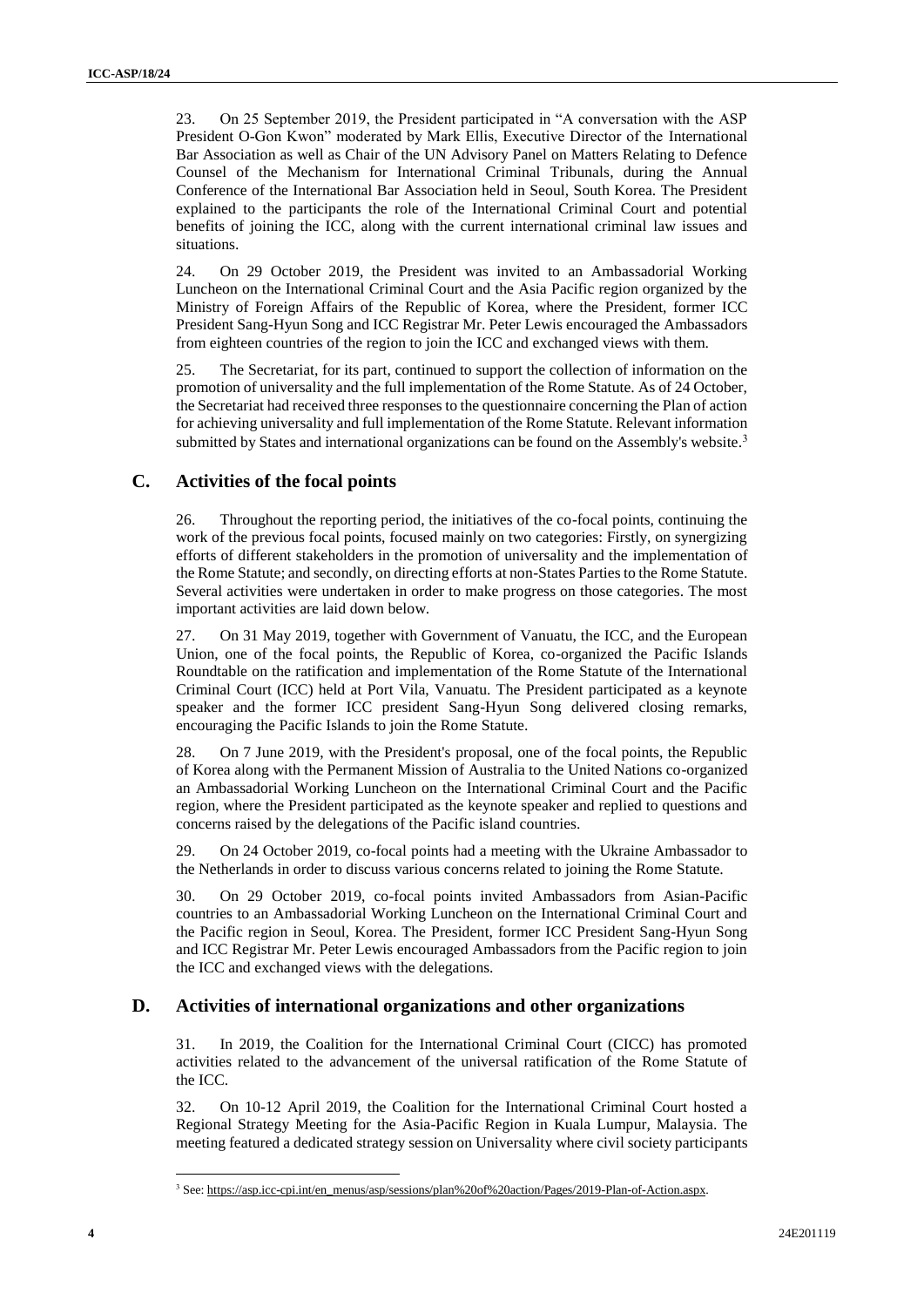23. On 25 September 2019, the President participated in "A conversation with the ASP President O-Gon Kwon" moderated by Mark Ellis, Executive Director of the International Bar Association as well as Chair of the UN Advisory Panel on Matters Relating to Defence Counsel of the Mechanism for International Criminal Tribunals, during the Annual Conference of the International Bar Association held in Seoul, South Korea. The President explained to the participants the role of the International Criminal Court and potential benefits of joining the ICC, along with the current international criminal law issues and situations.

24. On 29 October 2019, the President was invited to an Ambassadorial Working Luncheon on the International Criminal Court and the Asia Pacific region organized by the Ministry of Foreign Affairs of the Republic of Korea, where the President, former ICC President Sang-Hyun Song and ICC Registrar Mr. Peter Lewis encouraged the Ambassadors from eighteen countries of the region to join the ICC and exchanged views with them.

25. The Secretariat, for its part, continued to support the collection of information on the promotion of universality and the full implementation of the Rome Statute. As of 24 October, the Secretariat had received three responses to the questionnaire concerning the Plan of action for achieving universality and full implementation of the Rome Statute. Relevant information submitted by States and international organizations can be found on the Assembly's website.[3]

## C. Activities of the focal points

26. Throughout the reporting period, the initiatives of the co-focal points, continuing the work of the previous focal points, focused mainly on two categories: Firstly, on synergizing efforts of different stakeholders in the promotion of universality and the implementation of the Rome Statute; and secondly, on directing efforts at non-States Parties to the Rome Statute. Several activities were undertaken in order to make progress on those categories. The most important activities are laid down below.

27. On 31 May 2019, together with Government of Vanuatu, the ICC, and the European Union, one of the focal points, the Republic of Korea, co-organized the Pacific Islands Roundtable on the ratification and implementation of the Rome Statute of the International Criminal Court (ICC) held at Port Vila, Vanuatu. The President participated as a keynote speaker and the former ICC president Sang-Hyun Song delivered closing remarks, encouraging the Pacific Islands to join the Rome Statute.

28. On 7 June 2019, with the President's proposal, one of the focal points, the Republic of Korea along with the Permanent Mission of Australia to the United Nations co-organized an Ambassadorial Working Luncheon on the International Criminal Court and the Pacific region, where the President participated as the keynote speaker and replied to questions and concerns raised by the delegations of the Pacific island countries.

29. On 24 October 2019, co-focal points had a meeting with the Ukraine Ambassador to the Netherlands in order to discuss various concerns related to joining the Rome Statute.

30. On 29 October 2019, co-focal points invited Ambassadors from Asian-Pacific countries to an Ambassadorial Working Luncheon on the International Criminal Court and the Pacific region in Seoul, Korea. The President, former ICC President Sang-Hyun Song and ICC Registrar Mr. Peter Lewis encouraged Ambassadors from the Pacific region to join the ICC and exchanged views with the delegations.

## D. Activities of international organizations and other organizations

31. In 2019, the Coalition for the International Criminal Court (CICC) has promoted activities related to the advancement of the universal ratification of the Rome Statute of the ICC.

32. On 10-12 April 2019, the Coalition for the International Criminal Court hosted a Regional Strategy Meeting for the Asia-Pacific Region in Kuala Lumpur, Malaysia. The meeting featured a dedicated strategy session on Universality where civil society participants

---

[3] See: https://asp.icc-cpi.int/en_menus/asp/sessions/plan%20of%20action/Pages/2019-Plan-of-Action.aspx.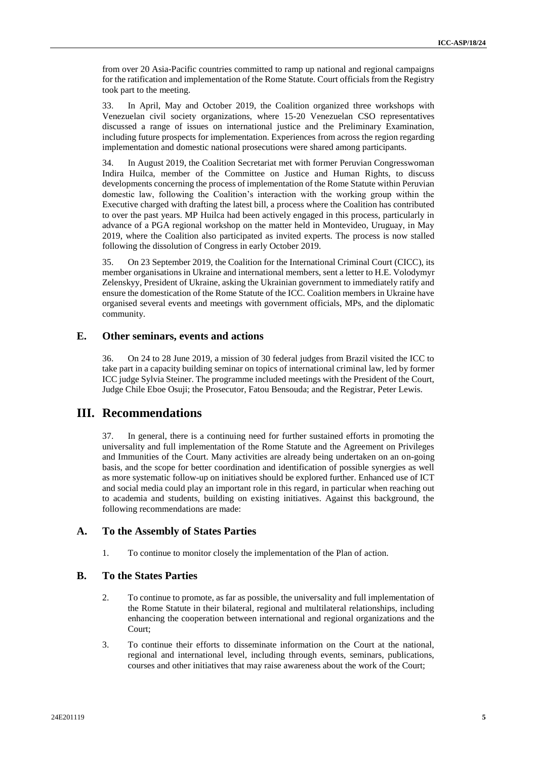from over 20 Asia-Pacific countries committed to ramp up national and regional campaigns for the ratification and implementation of the Rome Statute. Court officials from the Registry took part to the meeting.

33. In April, May and October 2019, the Coalition organized three workshops with Venezuelan civil society organizations, where 15-20 Venezuelan CSO representatives discussed a range of issues on international justice and the Preliminary Examination, including future prospects for implementation. Experiences from across the region regarding implementation and domestic national prosecutions were shared among participants.

34. In August 2019, the Coalition Secretariat met with former Peruvian Congresswoman Indira Huilca, member of the Committee on Justice and Human Rights, to discuss developments concerning the process of implementation of the Rome Statute within Peruvian domestic law, following the Coalition's interaction with the working group within the Executive charged with drafting the latest bill, a process where the Coalition has contributed to over the past years. MP Huilca had been actively engaged in this process, particularly in advance of a PGA regional workshop on the matter held in Montevideo, Uruguay, in May 2019, where the Coalition also participated as invited experts. The process is now stalled following the dissolution of Congress in early October 2019.

35. On 23 September 2019, the Coalition for the International Criminal Court (CICC), its member organisations in Ukraine and international members, sent a letter to H.E. Volodymyr Zelenskyy, President of Ukraine, asking the Ukrainian government to immediately ratify and ensure the domestication of the Rome Statute of the ICC. Coalition members in Ukraine have organised several events and meetings with government officials, MPs, and the diplomatic community.

## E. Other seminars, events and actions

36. On 24 to 28 June 2019, a mission of 30 federal judges from Brazil visited the ICC to take part in a capacity building seminar on topics of international criminal law, led by former ICC judge Sylvia Steiner. The programme included meetings with the President of the Court, Judge Chile Eboe Osuji; the Prosecutor, Fatou Bensouda; and the Registrar, Peter Lewis.

# III. Recommendations

37. In general, there is a continuing need for further sustained efforts in promoting the universality and full implementation of the Rome Statute and the Agreement on Privileges and Immunities of the Court. Many activities are already being undertaken on an on-going basis, and the scope for better coordination and identification of possible synergies as well as more systematic follow-up on initiatives should be explored further. Enhanced use of ICT and social media could play an important role in this regard, in particular when reaching out to academia and students, building on existing initiatives. Against this background, the following recommendations are made:

## A. To the Assembly of States Parties

1. To continue to monitor closely the implementation of the Plan of action.

## B. To the States Parties

2. To continue to promote, as far as possible, the universality and full implementation of the Rome Statute in their bilateral, regional and multilateral relationships, including enhancing the cooperation between international and regional organizations and the Court;

3. To continue their efforts to disseminate information on the Court at the national, regional and international level, including through events, seminars, publications, courses and other initiatives that may raise awareness about the work of the Court;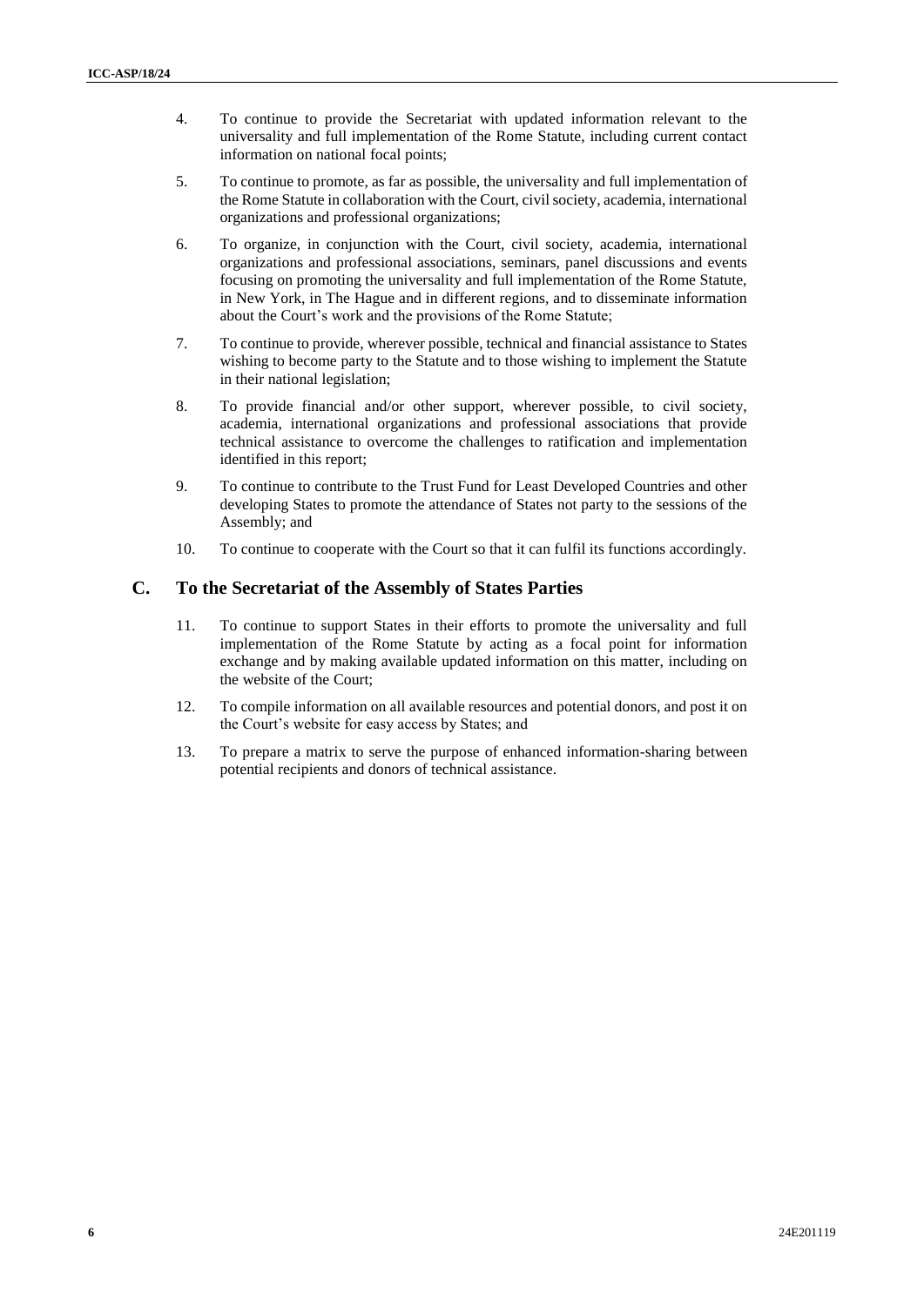4. To continue to provide the Secretariat with updated information relevant to the universality and full implementation of the Rome Statute, including current contact information on national focal points;

5. To continue to promote, as far as possible, the universality and full implementation of the Rome Statute in collaboration with the Court, civil society, academia, international organizations and professional organizations;

6. To organize, in conjunction with the Court, civil society, academia, international organizations and professional associations, seminars, panel discussions and events focusing on promoting the universality and full implementation of the Rome Statute, in New York, in The Hague and in different regions, and to disseminate information about the Court's work and the provisions of the Rome Statute;

7. To continue to provide, wherever possible, technical and financial assistance to States wishing to become party to the Statute and to those wishing to implement the Statute in their national legislation;

8. To provide financial and/or other support, wherever possible, to civil society, academia, international organizations and professional associations that provide technical assistance to overcome the challenges to ratification and implementation identified in this report;

9. To continue to contribute to the Trust Fund for Least Developed Countries and other developing States to promote the attendance of States not party to the sessions of the Assembly; and

10. To continue to cooperate with the Court so that it can fulfil its functions accordingly.

## C. To the Secretariat of the Assembly of States Parties

11. To continue to support States in their efforts to promote the universality and full implementation of the Rome Statute by acting as a focal point for information exchange and by making available updated information on this matter, including on the website of the Court;

12. To compile information on all available resources and potential donors, and post it on the Court's website for easy access by States; and

13. To prepare a matrix to serve the purpose of enhanced information-sharing between potential recipients and donors of technical assistance.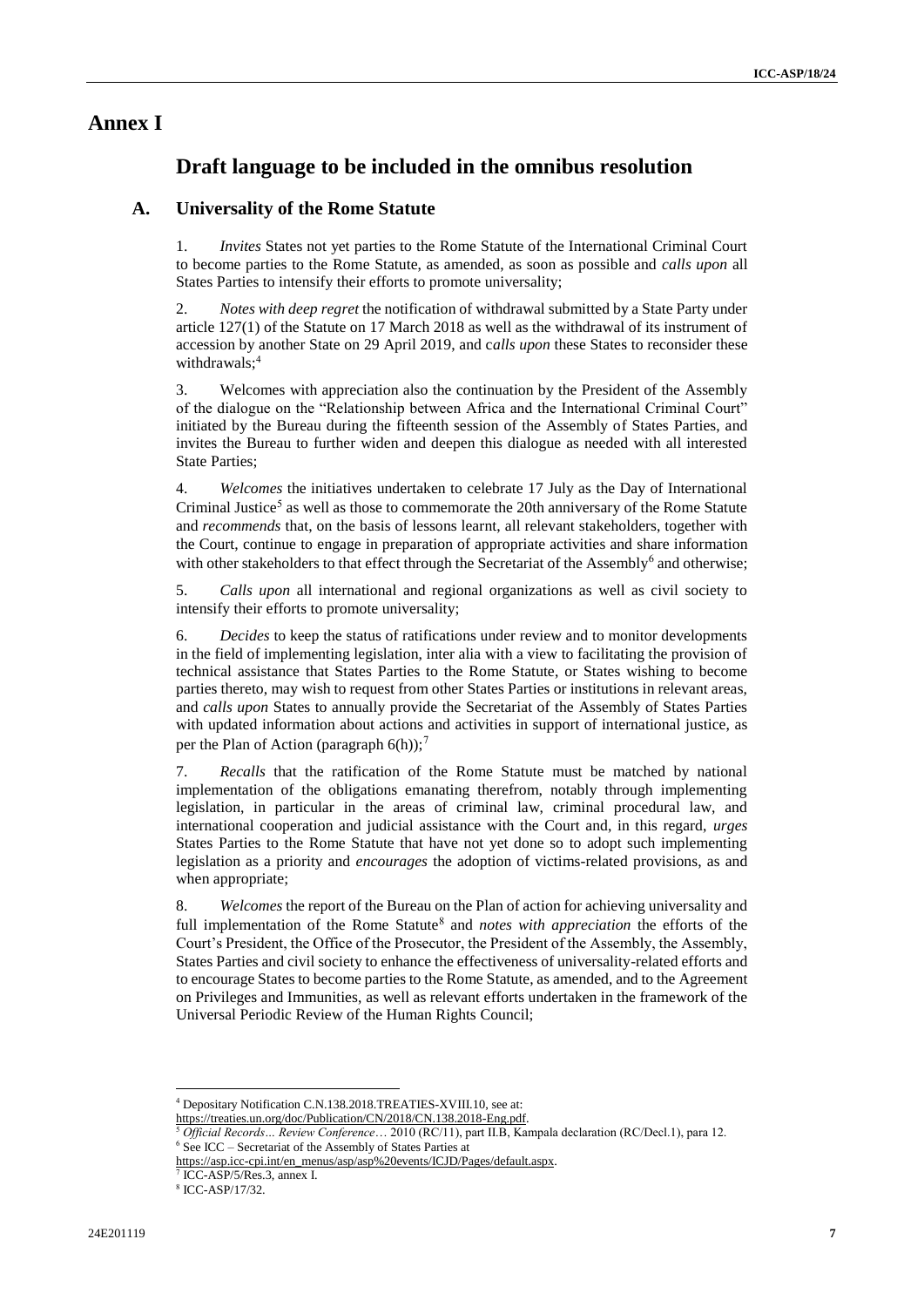# Annex I

## Draft language to be included in the omnibus resolution

### A. Universality of the Rome Statute

1. *Invites* States not yet parties to the Rome Statute of the International Criminal Court to become parties to the Rome Statute, as amended, as soon as possible and *calls upon* all States Parties to intensify their efforts to promote universality;

2. *Notes with deep regret* the notification of withdrawal submitted by a State Party under article 127(1) of the Statute on 17 March 2018 as well as the withdrawal of its instrument of accession by another State on 29 April 2019, and c*alls upon* these States to reconsider these withdrawals;[4]

3. Welcomes with appreciation also the continuation by the President of the Assembly of the dialogue on the "Relationship between Africa and the International Criminal Court" initiated by the Bureau during the fifteenth session of the Assembly of States Parties, and invites the Bureau to further widen and deepen this dialogue as needed with all interested State Parties;

4. *Welcomes* the initiatives undertaken to celebrate 17 July as the Day of International Criminal Justice[5] as well as those to commemorate the 20th anniversary of the Rome Statute and *recommends* that, on the basis of lessons learnt, all relevant stakeholders, together with the Court, continue to engage in preparation of appropriate activities and share information with other stakeholders to that effect through the Secretariat of the Assembly[6] and otherwise;

5. *Calls upon* all international and regional organizations as well as civil society to intensify their efforts to promote universality;

6. *Decides* to keep the status of ratifications under review and to monitor developments in the field of implementing legislation, inter alia with a view to facilitating the provision of technical assistance that States Parties to the Rome Statute, or States wishing to become parties thereto, may wish to request from other States Parties or institutions in relevant areas, and *calls upon* States to annually provide the Secretariat of the Assembly of States Parties with updated information about actions and activities in support of international justice, as per the Plan of Action (paragraph 6(h));[7]

7. *Recalls* that the ratification of the Rome Statute must be matched by national implementation of the obligations emanating therefrom, notably through implementing legislation, in particular in the areas of criminal law, criminal procedural law, and international cooperation and judicial assistance with the Court and, in this regard, *urges* States Parties to the Rome Statute that have not yet done so to adopt such implementing legislation as a priority and *encourages* the adoption of victims-related provisions, as and when appropriate;

8. *Welcomes* the report of the Bureau on the Plan of action for achieving universality and full implementation of the Rome Statute[8] and *notes with appreciation* the efforts of the Court's President, the Office of the Prosecutor, the President of the Assembly, the Assembly, States Parties and civil society to enhance the effectiveness of universality-related efforts and to encourage States to become parties to the Rome Statute, as amended, and to the Agreement on Privileges and Immunities, as well as relevant efforts undertaken in the framework of the Universal Periodic Review of the Human Rights Council;

---

[4] Depositary Notification C.N.138.2018.TREATIES-XVIII.10, see at: https://treaties.un.org/doc/Publication/CN/2018/CN.138.2018-Eng.pdf.

[5] *Official Records… Review Conference…* 2010 (RC/11), part II.B, Kampala declaration (RC/Decl.1), para 12.

[6] See ICC – Secretariat of the Assembly of States Parties at https://asp.icc-cpi.int/en_menus/asp/asp%20events/ICJD/Pages/default.aspx.

[7] ICC-ASP/5/Res.3, annex I.

[8] ICC-ASP/17/32.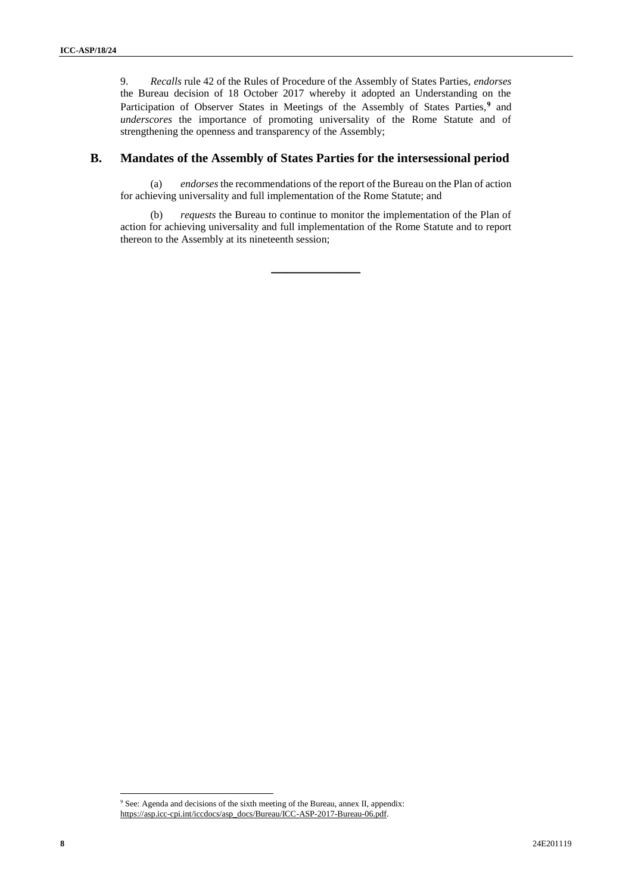9. *Recalls* rule 42 of the Rules of Procedure of the Assembly of States Parties, *endorses* the Bureau decision of 18 October 2017 whereby it adopted an Understanding on the Participation of Observer States in Meetings of the Assembly of States Parties,[9] and *underscores* the importance of promoting universality of the Rome Statute and of strengthening the openness and transparency of the Assembly;

## B. Mandates of the Assembly of States Parties for the intersessional period

(a) *endorses* the recommendations of the report of the Bureau on the Plan of action for achieving universality and full implementation of the Rome Statute; and

(b) *requests* the Bureau to continue to monitor the implementation of the Plan of action for achieving universality and full implementation of the Rome Statute and to report thereon to the Assembly at its nineteenth session;

---

[9] See: Agenda and decisions of the sixth meeting of the Bureau, annex II, appendix: https://asp.icc-cpi.int/iccdocs/asp_docs/Bureau/ICC-ASP-2017-Bureau-06.pdf.